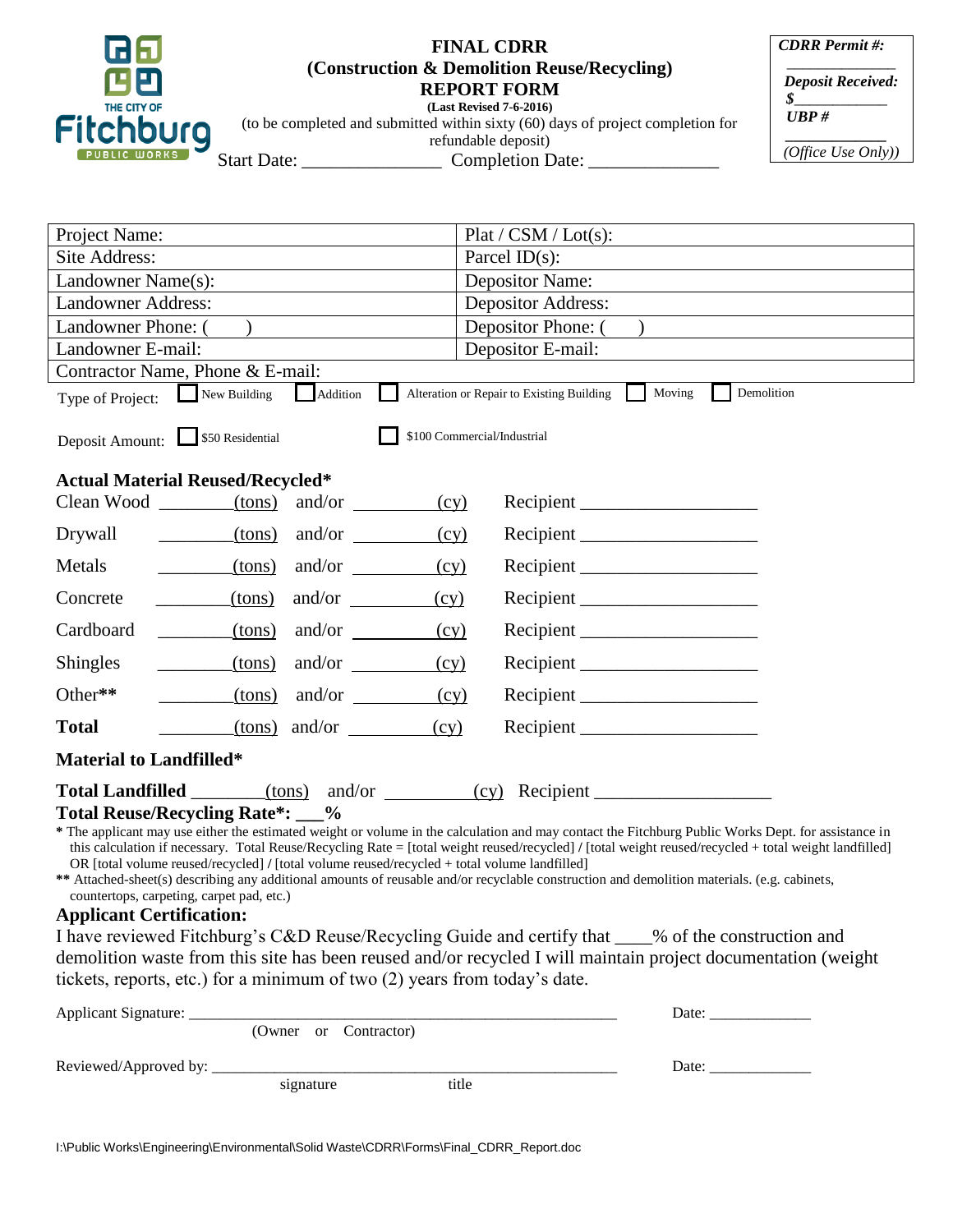THE CITY OF **Fitchburg** PUBLIC WORKS

# FINAL CDRR
## (Construction & Demolition Reuse/Recycling)
## REPORT FORM

**(Last Revised 7-6-2016)**

(to be completed and submitted within sixty (60) days of project completion for refundable deposit)

Start Date: _______________ Completion Date: ______________

| *CDRR Permit #:* ______________ |
|---|
| ***Deposit Received:*** ***$*** ___________ |
| ***UBP #*** ___________ |
| *(Office Use Only))* |

| Project Name: | Plat / CSM / Lot(s): |
|---|---|
| Site Address: | Parcel ID(s): |
| Landowner Name(s): | Depositor Name: |
| Landowner Address: | Depositor Address: |
| Landowner Phone: (      ) | Depositor Phone: (      ) |
| Landowner E-mail: | Depositor E-mail: |
| Contractor Name, Phone & E-mail: | |

Type of Project: ☐ New Building ☐ Addition ☐ Alteration or Repair to Existing Building ☐ Moving ☐ Demolition

Deposit Amount: ☐ $50 Residential ☐ $100 Commercial/Industrial

### Actual Material Reused/Recycled*

| Material | (tons) | and/or | (cy) | Recipient |
|---|---|---|---|---|
| Clean Wood | ________(tons) | and/or | ________(cy) | Recipient ___________________ |
| Drywall | ________(tons) | and/or | ________(cy) | Recipient ___________________ |
| Metals | ________(tons) | and/or | ________(cy) | Recipient ___________________ |
| Concrete | ________(tons) | and/or | ________(cy) | Recipient ___________________ |
| Cardboard | ________(tons) | and/or | ________(cy) | Recipient ___________________ |
| Shingles | ________(tons) | and/or | ________(cy) | Recipient ___________________ |
| Other** | ________(tons) | and/or | ________(cy) | Recipient ___________________ |
| **Total** | ________(tons) | and/or | ________(cy) | Recipient ___________________ |

### Material to Landfilled*

**Total Landfilled** ________(tons) and/or _________(cy) Recipient ___________________

**Total Reuse/Recycling Rate*: ___%**

**\*** The applicant may use either the estimated weight or volume in the calculation and may contact the Fitchburg Public Works Dept. for assistance in this calculation if necessary. Total Reuse/Recycling Rate = [total weight reused/recycled] **/** [total weight reused/recycled + total weight landfilled] OR [total volume reused/recycled] / [total volume reused/recycled + total volume landfilled]

**\*\*** Attached-sheet(s) describing any additional amounts of reusable and/or recyclable construction and demolition materials. (e.g. cabinets, countertops, carpeting, carpet pad, etc.)

### Applicant Certification:

I have reviewed Fitchburg's C&D Reuse/Recycling Guide and certify that ____% of the construction and demolition waste from this site has been reused and/or recycled I will maintain project documentation (weight tickets, reports, etc.) for a minimum of two (2) years from today's date.

Applicant Signature: _____________________________________________________ Date: _____________
(Owner or Contractor)

Reviewed/Approved by: ___________________________________________________ Date: _____________
signature title

I:\Public Works\Engineering\Environmental\Solid Waste\CDRR\Forms\Final_CDRR_Report.doc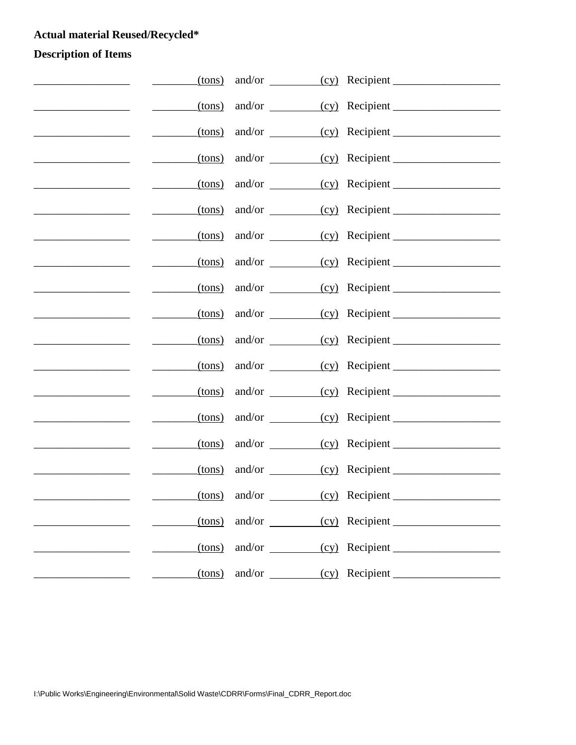**Actual material Reused/Recycled***

**Description of Items**

_________________ ________(tons) and/or _________(cy) Recipient ___________________

_________________ ________(tons) and/or _________(cy) Recipient ___________________

_________________ ________(tons) and/or _________(cy) Recipient ___________________

_________________ ________(tons) and/or _________(cy) Recipient ___________________

_________________ ________(tons) and/or _________(cy) Recipient ___________________

_________________ ________(tons) and/or _________(cy) Recipient ___________________

_________________ ________(tons) and/or _________(cy) Recipient ___________________

_________________ ________(tons) and/or _________(cy) Recipient ___________________

_________________ ________(tons) and/or _________(cy) Recipient ___________________

_________________ ________(tons) and/or _________(cy) Recipient ___________________

_________________ ________(tons) and/or _________(cy) Recipient ___________________

_________________ ________(tons) and/or _________(cy) Recipient ___________________

_________________ ________(tons) and/or _________(cy) Recipient ___________________

_________________ ________(tons) and/or _________(cy) Recipient ___________________

_________________ ________(tons) and/or _________(cy) Recipient ___________________

_________________ ________(tons) and/or _________(cy) Recipient ___________________

_________________ ________(tons) and/or _________(cy) Recipient ___________________

_________________ ________(tons) and/or _________(cy) Recipient ___________________

_________________ ________(tons) and/or _________(cy) Recipient ___________________

_________________ ________(tons) and/or _________(cy) Recipient ___________________

I:\Public Works\Engineering\Environmental\Solid Waste\CDRR\Forms\Final_CDRR_Report.doc